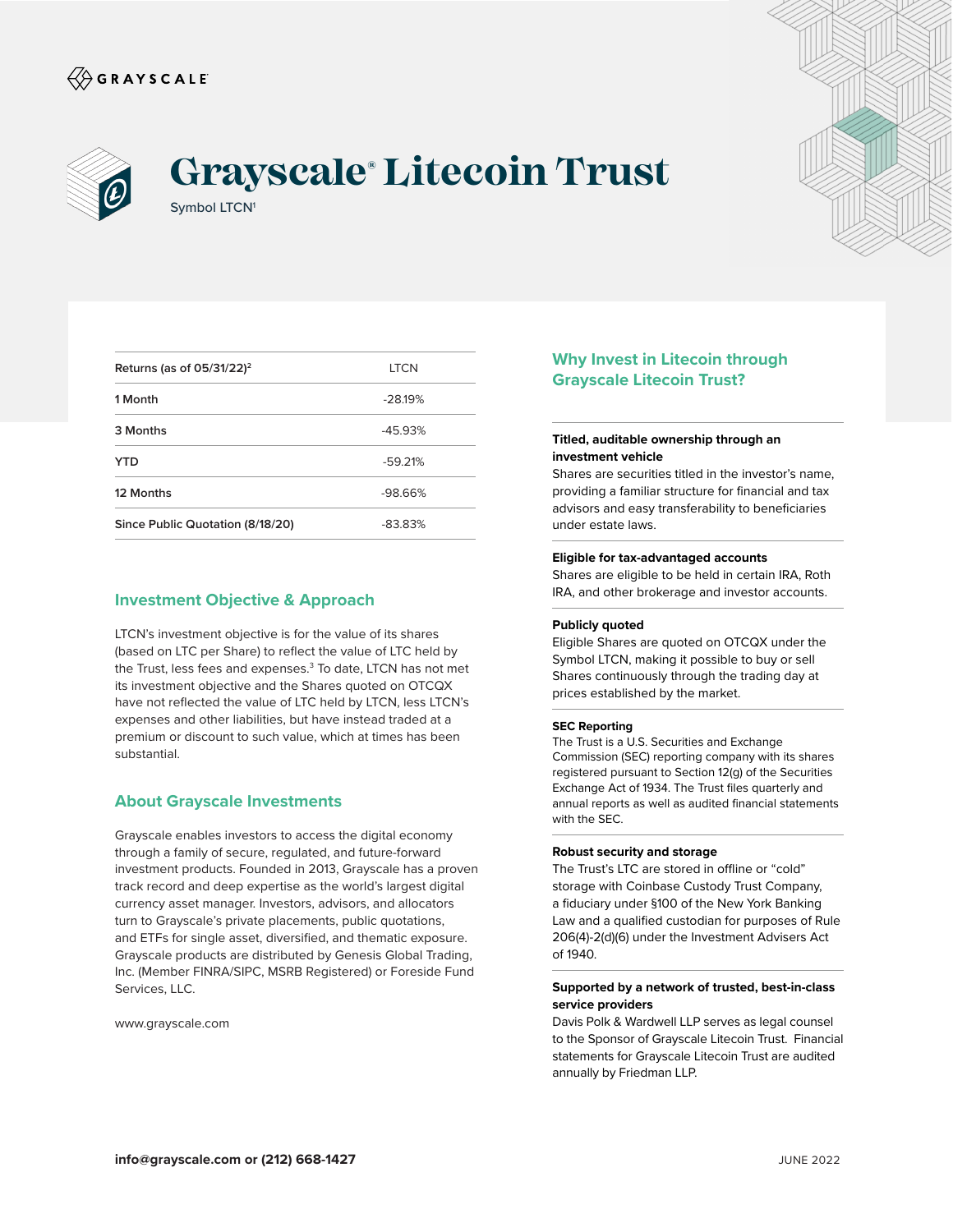GRAYSCALE

# Grayscale® Litecoin Trust

Symbol LTCN[1]

| Returns (as of 05/31/22)[2] | LTCN |
|---|---|
| 1 Month | -28.19% |
| 3 Months | -45.93% |
| YTD | -59.21% |
| 12 Months | -98.66% |
| Since Public Quotation (8/18/20) | -83.83% |

## Investment Objective & Approach

LTCN's investment objective is for the value of its shares (based on LTC per Share) to reflect the value of LTC held by the Trust, less fees and expenses.[3] To date, LTCN has not met its investment objective and the Shares quoted on OTCQX have not reflected the value of LTC held by LTCN, less LTCN's expenses and other liabilities, but have instead traded at a premium or discount to such value, which at times has been substantial.

## About Grayscale Investments

Grayscale enables investors to access the digital economy through a family of secure, regulated, and future-forward investment products. Founded in 2013, Grayscale has a proven track record and deep expertise as the world's largest digital currency asset manager. Investors, advisors, and allocators turn to Grayscale's private placements, public quotations, and ETFs for single asset, diversified, and thematic exposure. Grayscale products are distributed by Genesis Global Trading, Inc. (Member FINRA/SIPC, MSRB Registered) or Foreside Fund Services, LLC.

www.grayscale.com

## Why Invest in Litecoin through Grayscale Litecoin Trust?

**Titled, auditable ownership through an investment vehicle**
Shares are securities titled in the investor's name, providing a familiar structure for financial and tax advisors and easy transferability to beneficiaries under estate laws.

**Eligible for tax-advantaged accounts**
Shares are eligible to be held in certain IRA, Roth IRA, and other brokerage and investor accounts.

**Publicly quoted**
Eligible Shares are quoted on OTCQX under the Symbol LTCN, making it possible to buy or sell Shares continuously through the trading day at prices established by the market.

**SEC Reporting**
The Trust is a U.S. Securities and Exchange Commission (SEC) reporting company with its shares registered pursuant to Section 12(g) of the Securities Exchange Act of 1934. The Trust files quarterly and annual reports as well as audited financial statements with the SEC.

**Robust security and storage**
The Trust's LTC are stored in offline or "cold" storage with Coinbase Custody Trust Company, a fiduciary under §100 of the New York Banking Law and a qualified custodian for purposes of Rule 206(4)-2(d)(6) under the Investment Advisers Act of 1940.

**Supported by a network of trusted, best-in-class service providers**
Davis Polk & Wardwell LLP serves as legal counsel to the Sponsor of Grayscale Litecoin Trust. Financial statements for Grayscale Litecoin Trust are audited annually by Friedman LLP.

**info@grayscale.com or (212) 668-1427**

JUNE 2022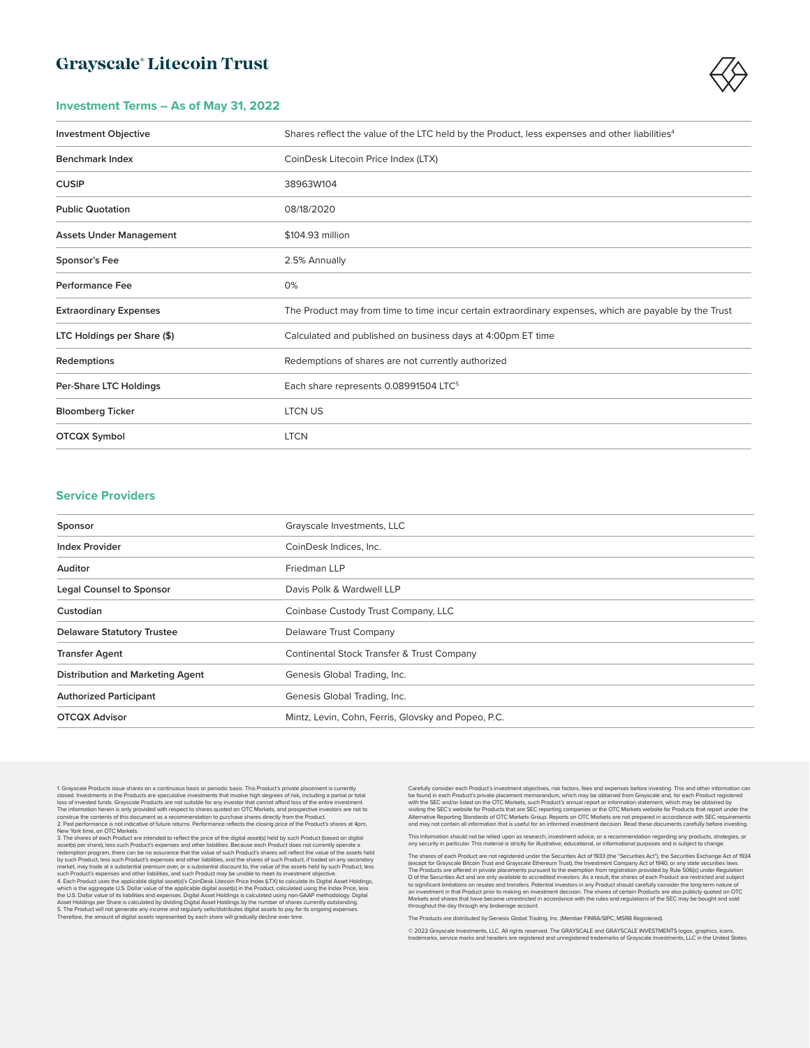# Grayscale® Litecoin Trust

## Investment Terms – As of May 31, 2022

| | |
|---|---|
| Investment Objective | Shares reflect the value of the LTC held by the Product, less expenses and other liabilities[4] |
| Benchmark Index | CoinDesk Litecoin Price Index (LTX) |
| CUSIP | 38963W104 |
| Public Quotation | 08/18/2020 |
| Assets Under Management | $104.93 million |
| Sponsor's Fee | 2.5% Annually |
| Performance Fee | 0% |
| Extraordinary Expenses | The Product may from time to time incur certain extraordinary expenses, which are payable by the Trust |
| LTC Holdings per Share ($) | Calculated and published on business days at 4:00pm ET time |
| Redemptions | Redemptions of shares are not currently authorized |
| Per-Share LTC Holdings | Each share represents 0.08991504 LTC[5] |
| Bloomberg Ticker | LTCN US |
| OTCQX Symbol | LTCN |

## Service Providers

| | |
|---|---|
| Sponsor | Grayscale Investments, LLC |
| Index Provider | CoinDesk Indices, Inc. |
| Auditor | Friedman LLP |
| Legal Counsel to Sponsor | Davis Polk & Wardwell LLP |
| Custodian | Coinbase Custody Trust Company, LLC |
| Delaware Statutory Trustee | Delaware Trust Company |
| Transfer Agent | Continental Stock Transfer & Trust Company |
| Distribution and Marketing Agent | Genesis Global Trading, Inc. |
| Authorized Participant | Genesis Global Trading, Inc. |
| OTCQX Advisor | Mintz, Levin, Cohn, Ferris, Glovsky and Popeo, P.C. |

1. Grayscale Products issue shares on a continuous basis or periodic basis. This Product's private placement is currently closed. Investments in the Products are speculative investments that involve high degrees of risk, including a partial or total loss of invested funds. Grayscale Products are not suitable for any investor that cannot afford loss of the entire investment. The information herein is only provided with respect to shares quoted on OTC Markets, and prospective investors are not to construe the contents of this document as a recommendation to purchase shares directly from the Product.
2. Past performance is not indicative of future returns. Performance reflects the closing price of the Product's shares at 4pm, New York time, on OTC Markets.
3. The shares of each Product are intended to reflect the price of the digital asset(s) held by such Product (based on digital asset(s) per share), less such Product's expenses and other liabilities. Because each Product does not currently operate a redemption program, there can be no assurance that the value of such Product's shares will reflect the value of the assets held by such Product, less such Product's expenses and other liabilities, and the shares of such Product, if traded on any secondary market, may trade at a substantial premium over, or a substantial discount to, the value of the assets held by such Product, less such Product's expenses and other liabilities, and such Product may be unable to meet its investment objective.
4. Each Product uses the applicable digital asset(s)'s CoinDesk Litecoin Price Index (LTX) to calculate its Digital Asset Holdings, which is the aggregate U.S. Dollar value of the applicable digital asset(s) in the Product, calculated using the Index Price, less the U.S. Dollar value of its liabilities and expenses. Digital Asset Holdings is calculated using non-GAAP methodology. Digital Asset Holdings per Share is calculated by dividing Digital Asset Holdings by the number of shares currently outstanding.
5. The Product will not generate any income and regularly sells/distributes digital assets to pay for its ongoing expenses. Therefore, the amount of digital assets represented by each share will gradually decline over time.

Carefully consider each Product's investment objectives, risk factors, fees and expenses before investing. This and other information can be found in each Product's private placement memorandum, which may be obtained from Grayscale and, for each Product registered with the SEC and/or listed on the OTC Markets, such Product's annual report or information statement, which may be obtained by visiting the SEC's website for Products that are SEC reporting companies or the OTC Markets website for Products that report under the Alternative Reporting Standards of OTC Markets Group. Reports on OTC Markets are not prepared in accordance with SEC requirements and may not contain all information that is useful for an informed investment decision. Read these documents carefully before investing.

This information should not be relied upon as research, investment advice, or a recommendation regarding any products, strategies, or any security in particular. This material is strictly for illustrative, educational, or informational purposes and is subject to change.

The shares of each Product are not registered under the Securities Act of 1933 (the "Securities Act"), the Securities Exchange Act of 1934 (except for Grayscale Bitcoin Trust and Grayscale Ethereum Trust), the Investment Company Act of 1940, or any state securities laws. The Products are offered in private placements pursuant to the exemption from registration provided by Rule 506(c) under Regulation D of the Securities Act and are only available to accredited investors. As a result, the shares of each Product are restricted and subject to significant limitations on resales and transfers. Potential investors in any Product should carefully consider the long-term nature of an investment in that Product prior to making an investment decision. The shares of certain Products are also publicly quoted on OTC Markets and shares that have become unrestricted in accordance with the rules and regulations of the SEC may be bought and sold throughout the day through any brokerage account.

The Products are distributed by Genesis Global Trading, Inc. (Member FINRA/SIPC, MSRB Registered).

© 2022 Grayscale Investments, LLC. All rights reserved. The GRAYSCALE and GRAYSCALE INVESTMENTS logos, graphics, icons, trademarks, service marks and headers are registered and unregistered trademarks of Grayscale Investments, LLC in the United States.